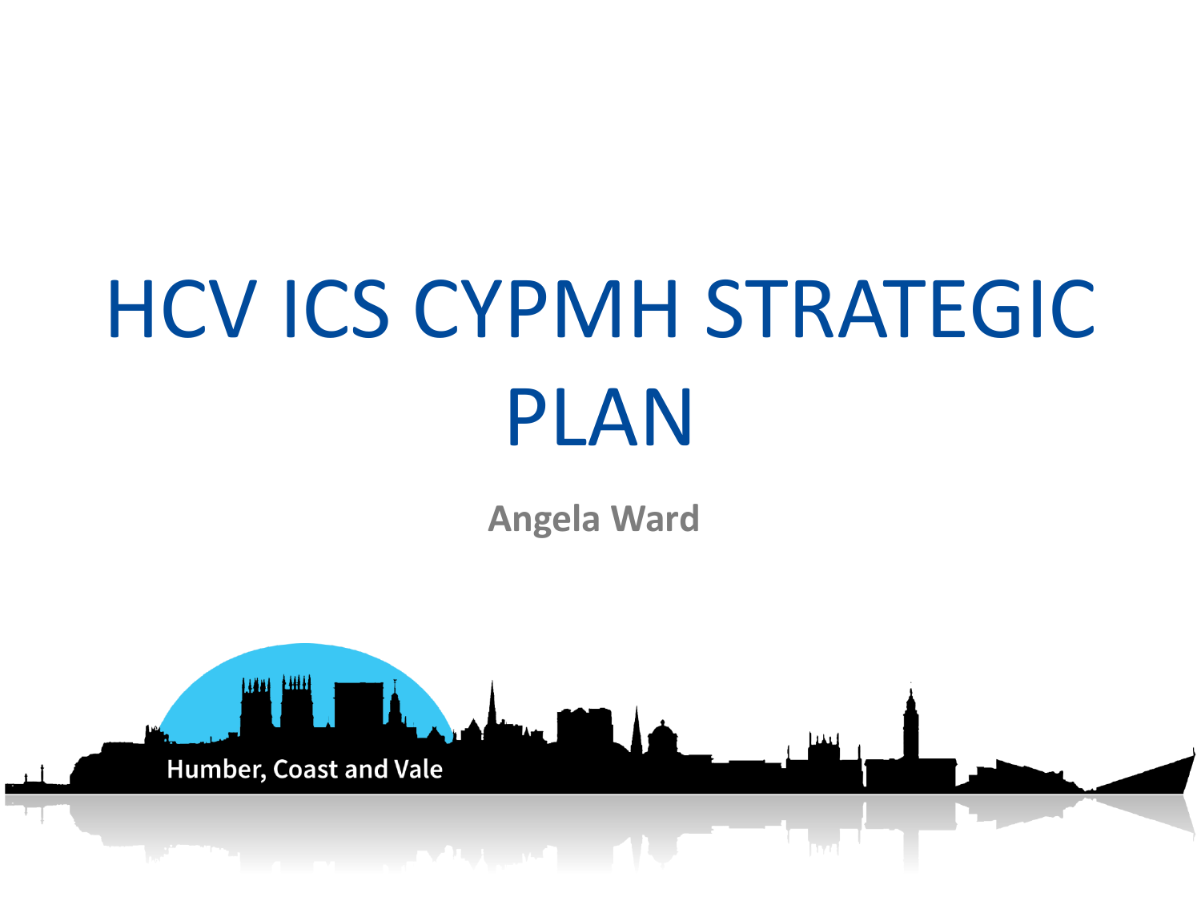# HCV ICS CYPMH STRATEGIC PLAN

**Angela Ward**

Humber, Coast and Vale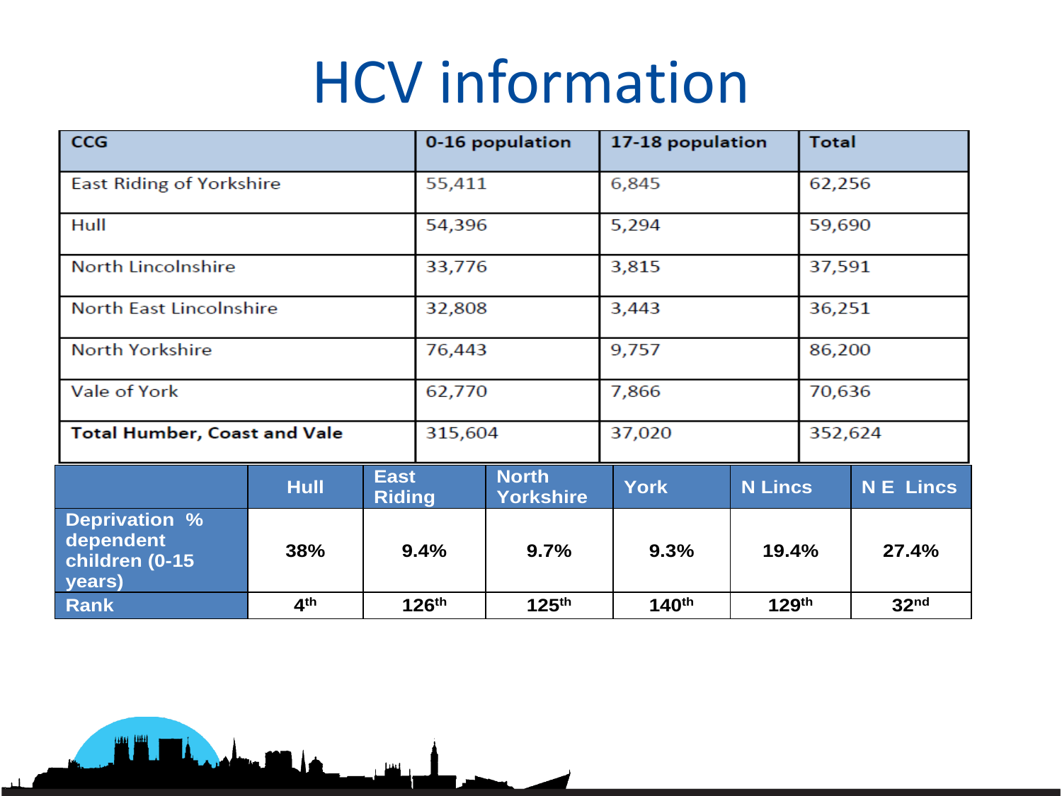# HCV information

| CCG | 0-16 population | 17-18 population | Total |
|---|---|---|---|
| East Riding of Yorkshire | 55,411 | 6,845 | 62,256 |
| Hull | 54,396 | 5,294 | 59,690 |
| North Lincolnshire | 33,776 | 3,815 | 37,591 |
| North East Lincolnshire | 32,808 | 3,443 | 36,251 |
| North Yorkshire | 76,443 | 9,757 | 86,200 |
| Vale of York | 62,770 | 7,866 | 70,636 |
| **Total Humber, Coast and Vale** | 315,604 | 37,020 | 352,624 |

| | Hull | East Riding | North Yorkshire | York | N Lincs | N E Lincs |
|---|---|---|---|---|---|---|
| **Deprivation % dependent children (0-15 years)** | **38%** | **9.4%** | **9.7%** | **9.3%** | **19.4%** | **27.4%** |
| **Rank** | **4th** | **126th** | **125th** | **140th** | **129th** | **32nd** |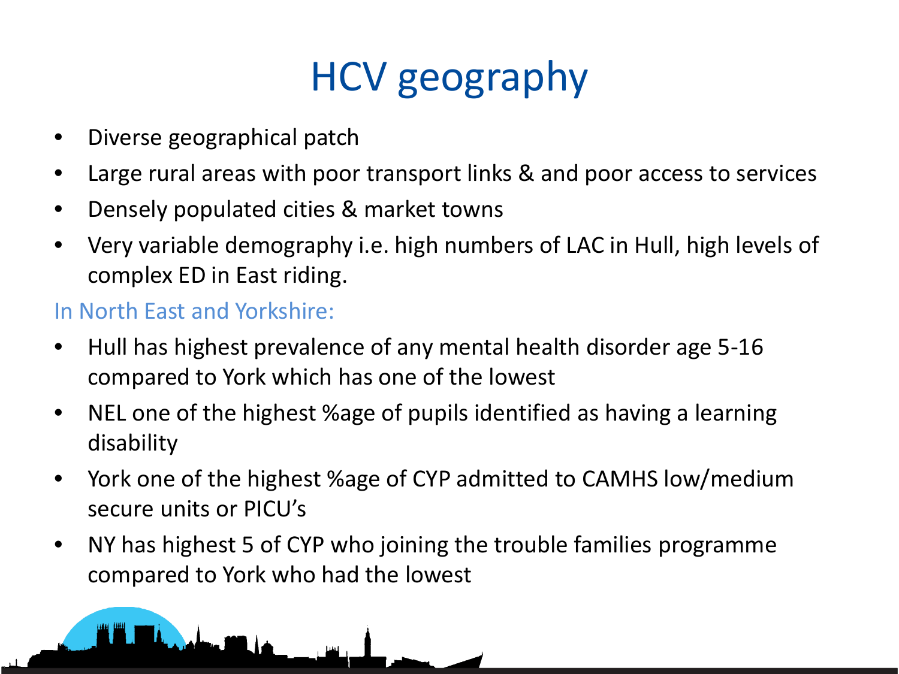# HCV geography

- Diverse geographical patch
- Large rural areas with poor transport links & and poor access to services
- Densely populated cities & market towns
- Very variable demography i.e. high numbers of LAC in Hull, high levels of complex ED in East riding.

In North East and Yorkshire:

- Hull has highest prevalence of any mental health disorder age 5-16 compared to York which has one of the lowest
- NEL one of the highest %age of pupils identified as having a learning disability
- York one of the highest %age of CYP admitted to CAMHS low/medium secure units or PICU's
- NY has highest 5 of CYP who joining the trouble families programme compared to York who had the lowest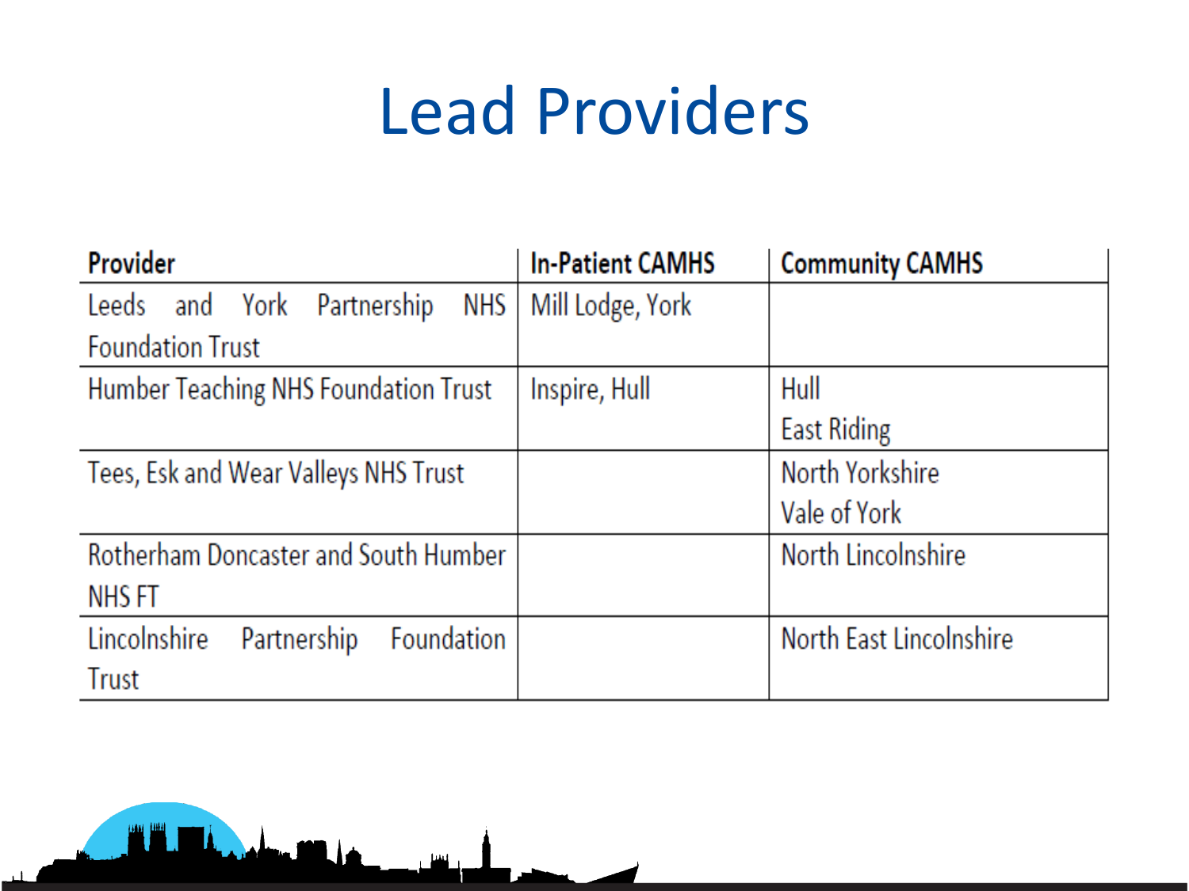# Lead Providers

| Provider | In-Patient CAMHS | Community CAMHS |
| --- | --- | --- |
| Leeds and York Partnership NHS Foundation Trust | Mill Lodge, York | |
| Humber Teaching NHS Foundation Trust | Inspire, Hull | Hull<br>East Riding |
| Tees, Esk and Wear Valleys NHS Trust | | North Yorkshire<br>Vale of York |
| Rotherham Doncaster and South Humber NHS FT | | North Lincolnshire |
| Lincolnshire Partnership Foundation Trust | | North East Lincolnshire |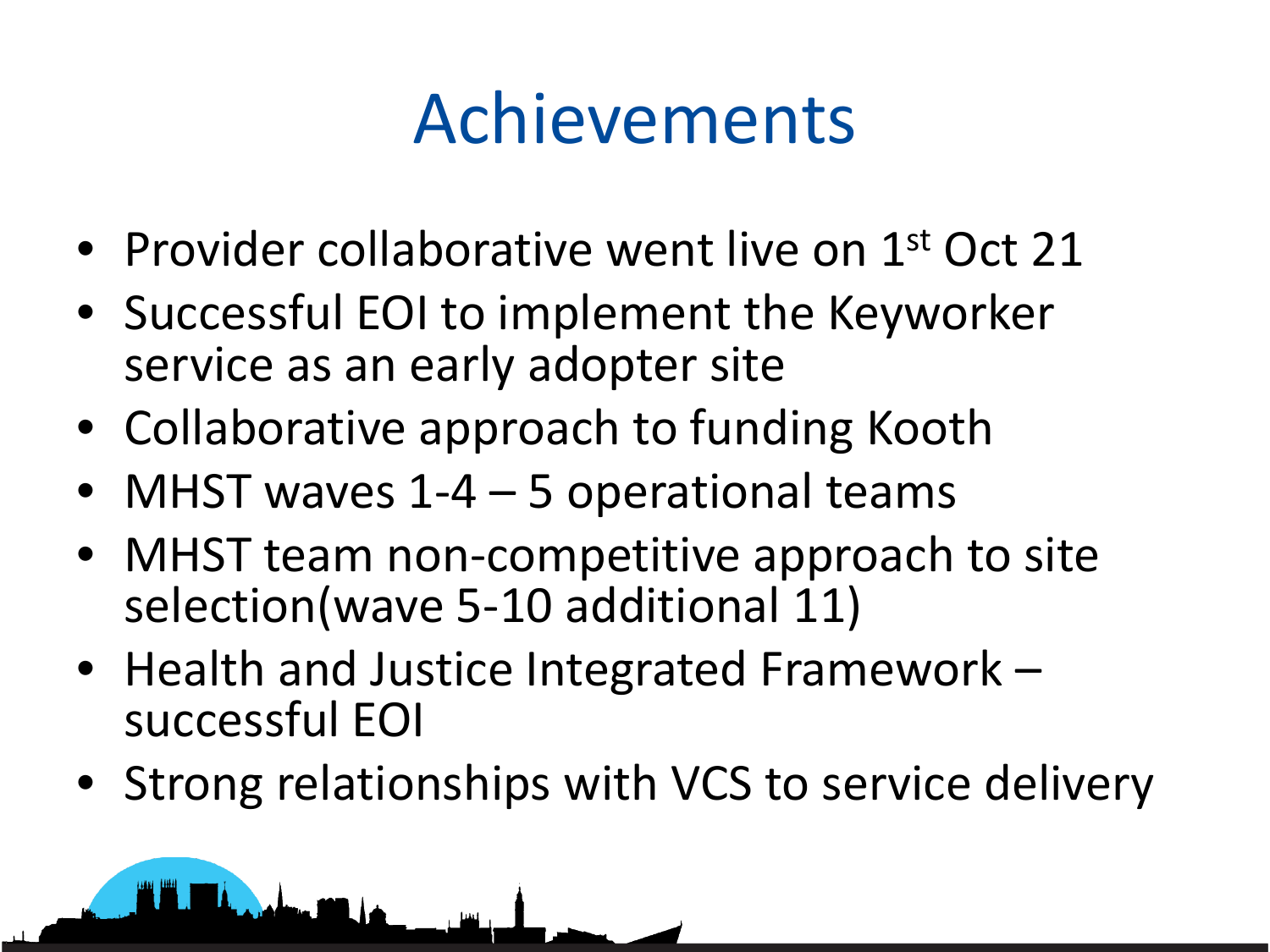# Achievements

- Provider collaborative went live on 1st Oct 21
- Successful EOI to implement the Keyworker service as an early adopter site
- Collaborative approach to funding Kooth
- MHST waves 1-4 – 5 operational teams
- MHST team non-competitive approach to site selection(wave 5-10 additional 11)
- Health and Justice Integrated Framework – successful EOI
- Strong relationships with VCS to service delivery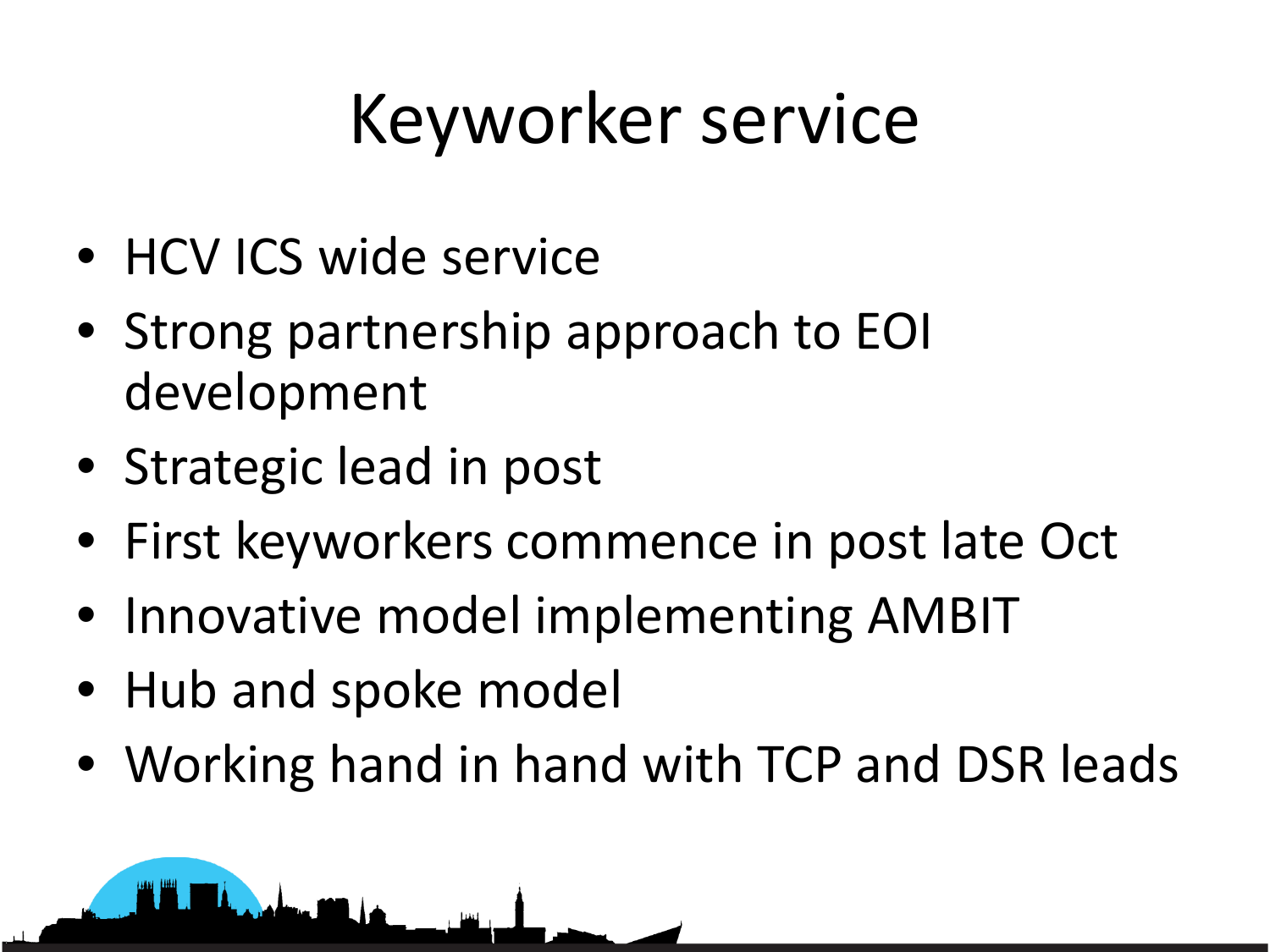# Keyworker service

- HCV ICS wide service
- Strong partnership approach to EOI development
- Strategic lead in post
- First keyworkers commence in post late Oct
- Innovative model implementing AMBIT
- Hub and spoke model
- Working hand in hand with TCP and DSR leads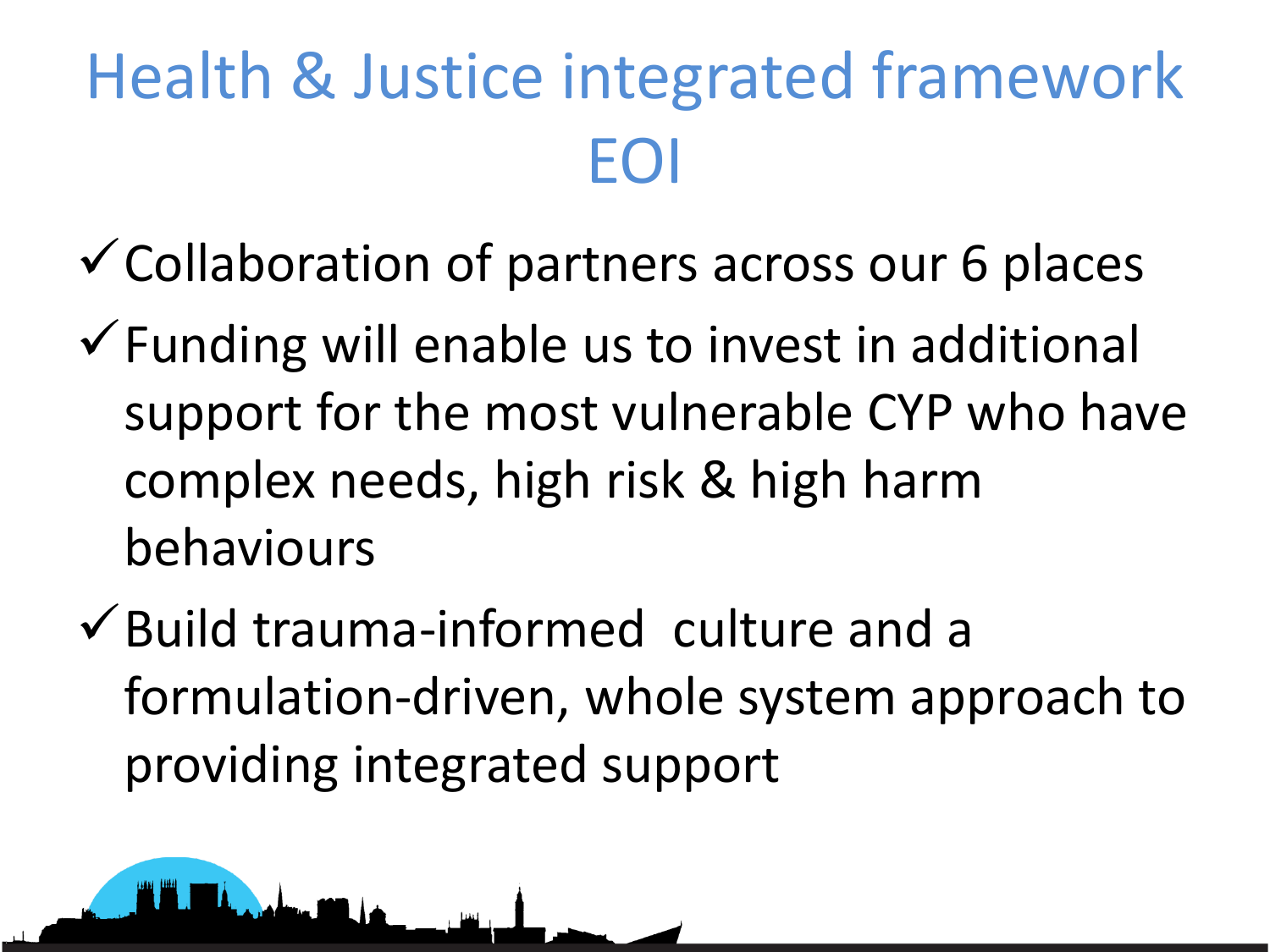# Health & Justice integrated framework EOI

- ✓ Collaboration of partners across our 6 places
- ✓ Funding will enable us to invest in additional support for the most vulnerable CYP who have complex needs, high risk & high harm behaviours
- ✓ Build trauma-informed culture and a formulation-driven, whole system approach to providing integrated support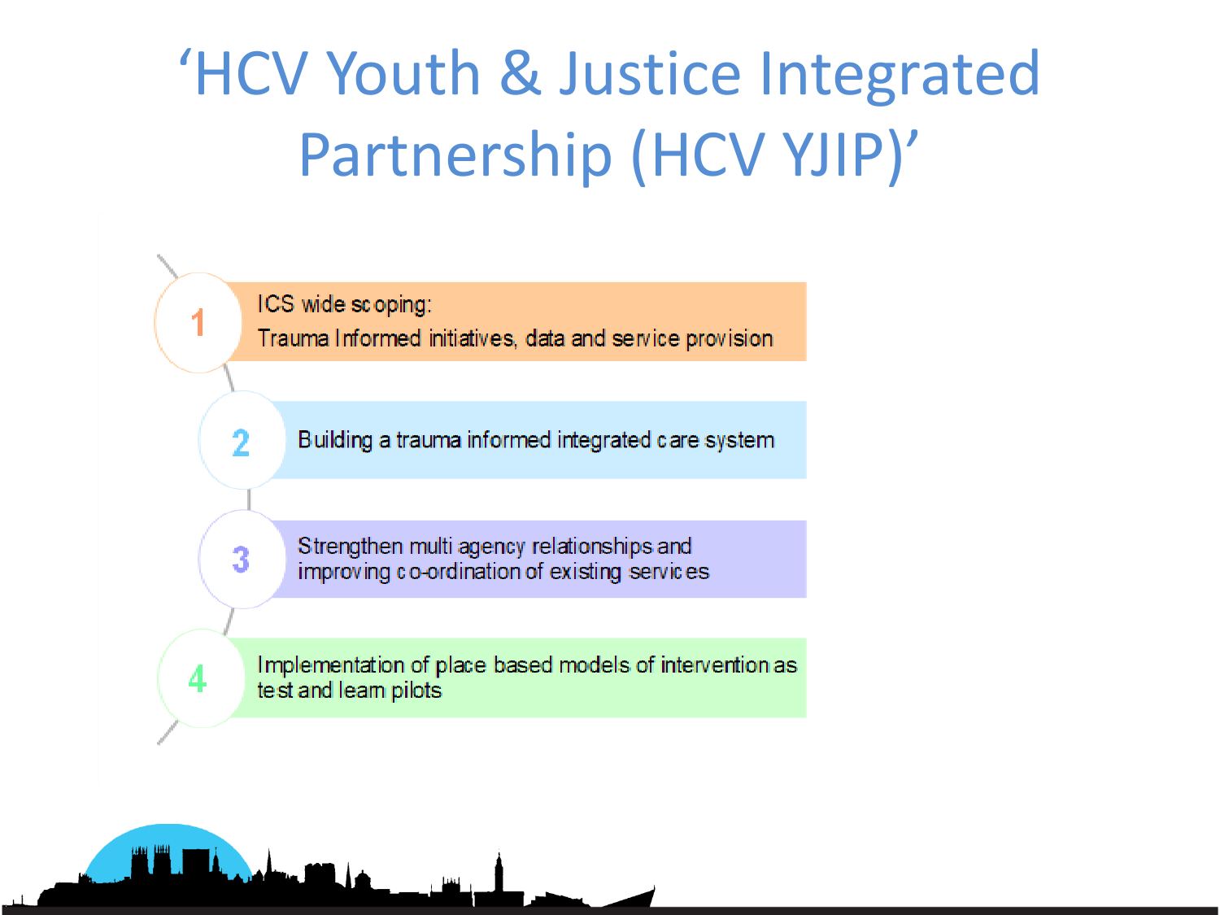# 'HCV Youth & Justice Integrated Partnership (HCV YJIP)'

1. ICS wide scoping:
   Trauma Informed initiatives, data and service provision
2. Building a trauma informed integrated care system
3. Strengthen multi agency relationships and improving co-ordination of existing services
4. Implementation of place based models of intervention as test and learn pilots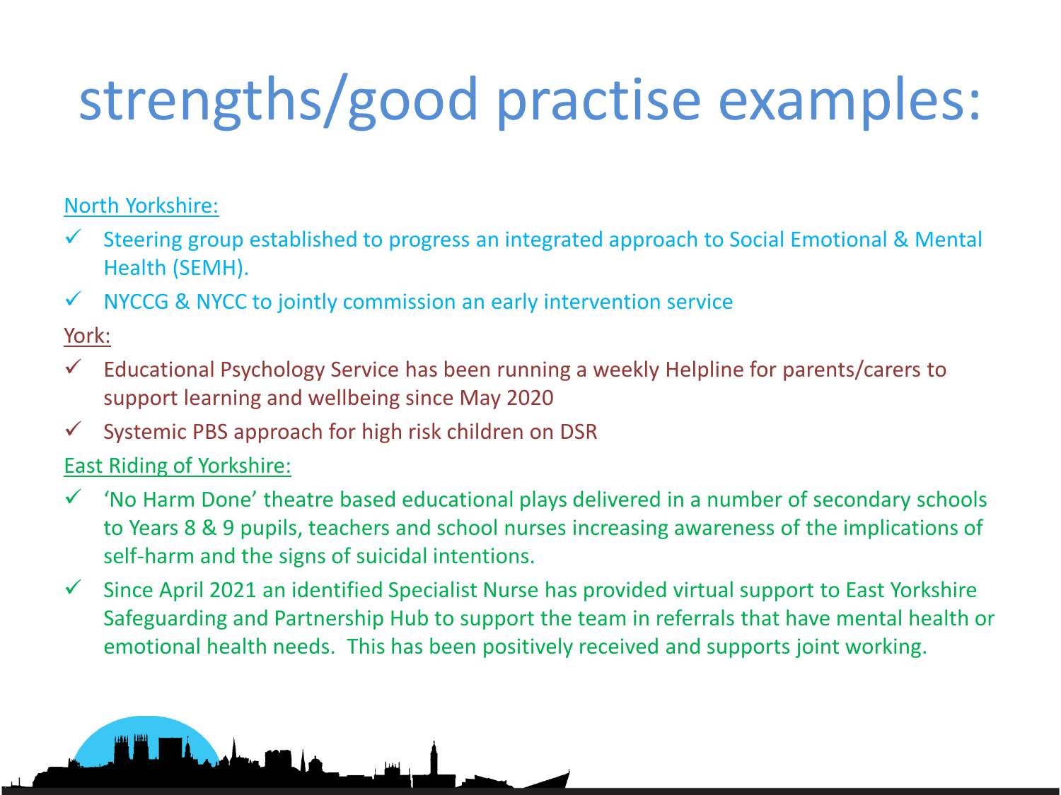# strengths/good practise examples:

North Yorkshire:

- ✓ Steering group established to progress an integrated approach to Social Emotional & Mental Health (SEMH).
- ✓ NYCCG & NYCC to jointly commission an early intervention service

York:

- ✓ Educational Psychology Service has been running a weekly Helpline for parents/carers to support learning and wellbeing since May 2020
- ✓ Systemic PBS approach for high risk children on DSR

East Riding of Yorkshire:

- ✓ 'No Harm Done' theatre based educational plays delivered in a number of secondary schools to Years 8 & 9 pupils, teachers and school nurses increasing awareness of the implications of self-harm and the signs of suicidal intentions.
- ✓ Since April 2021 an identified Specialist Nurse has provided virtual support to East Yorkshire Safeguarding and Partnership Hub to support the team in referrals that have mental health or emotional health needs. This has been positively received and supports joint working.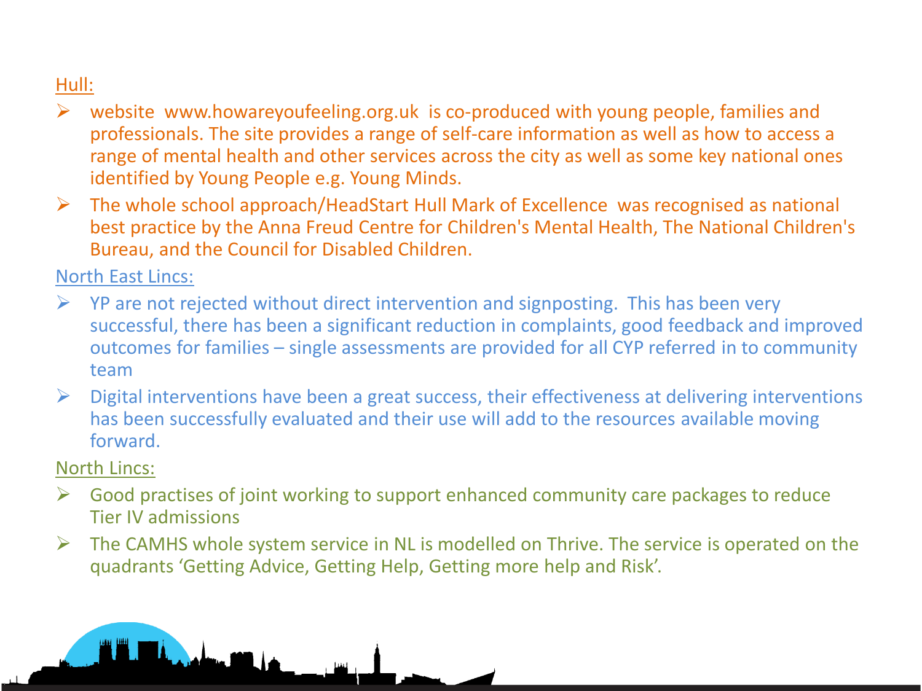Hull:

- website www.howareyoufeeling.org.uk is co-produced with young people, families and professionals. The site provides a range of self-care information as well as how to access a range of mental health and other services across the city as well as some key national ones identified by Young People e.g. Young Minds.
- The whole school approach/HeadStart Hull Mark of Excellence was recognised as national best practice by the Anna Freud Centre for Children's Mental Health, The National Children's Bureau, and the Council for Disabled Children.

North East Lincs:

- YP are not rejected without direct intervention and signposting. This has been very successful, there has been a significant reduction in complaints, good feedback and improved outcomes for families – single assessments are provided for all CYP referred in to community team
- Digital interventions have been a great success, their effectiveness at delivering interventions has been successfully evaluated and their use will add to the resources available moving forward.

North Lincs:

- Good practises of joint working to support enhanced community care packages to reduce Tier IV admissions
- The CAMHS whole system service in NL is modelled on Thrive. The service is operated on the quadrants 'Getting Advice, Getting Help, Getting more help and Risk'.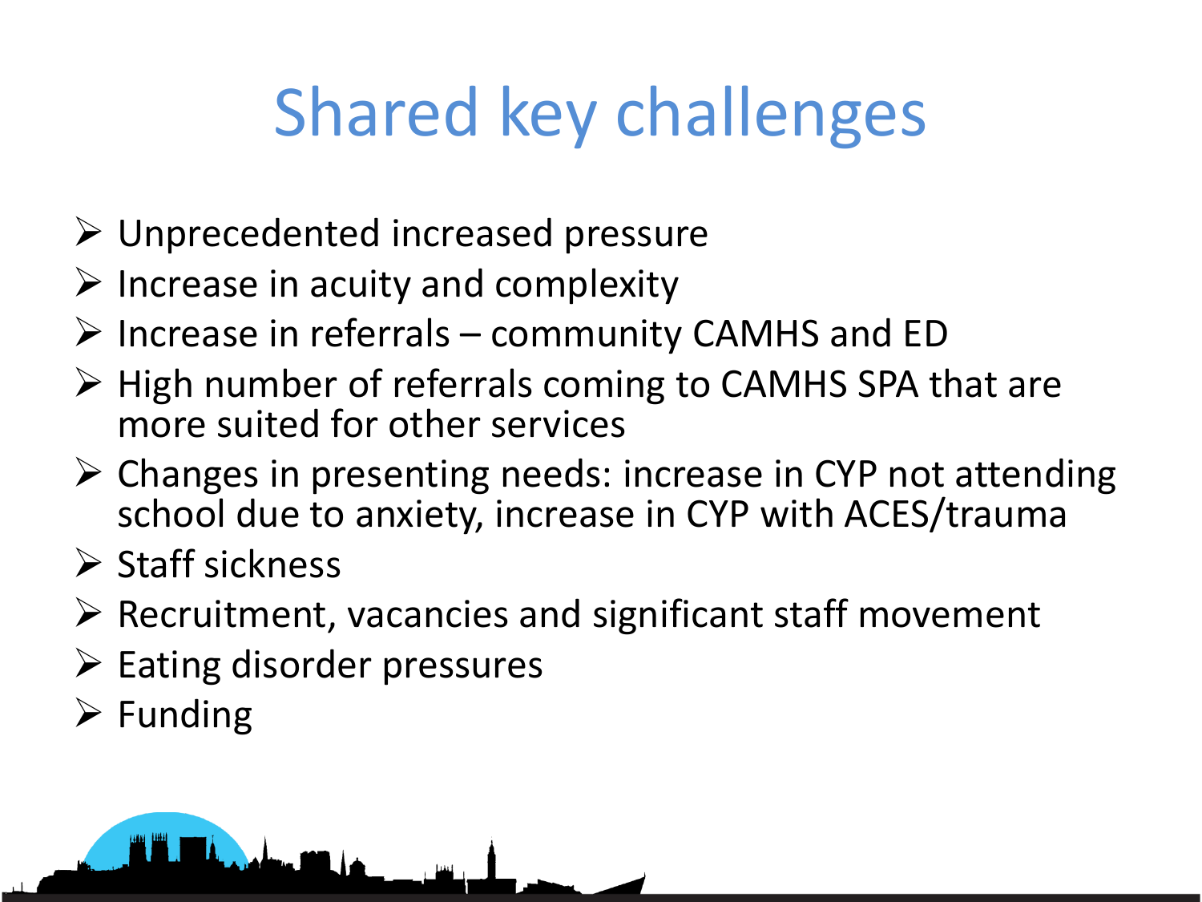# Shared key challenges

- Unprecedented increased pressure
- Increase in acuity and complexity
- Increase in referrals – community CAMHS and ED
- High number of referrals coming to CAMHS SPA that are more suited for other services
- Changes in presenting needs: increase in CYP not attending school due to anxiety, increase in CYP with ACES/trauma
- Staff sickness
- Recruitment, vacancies and significant staff movement
- Eating disorder pressures
- Funding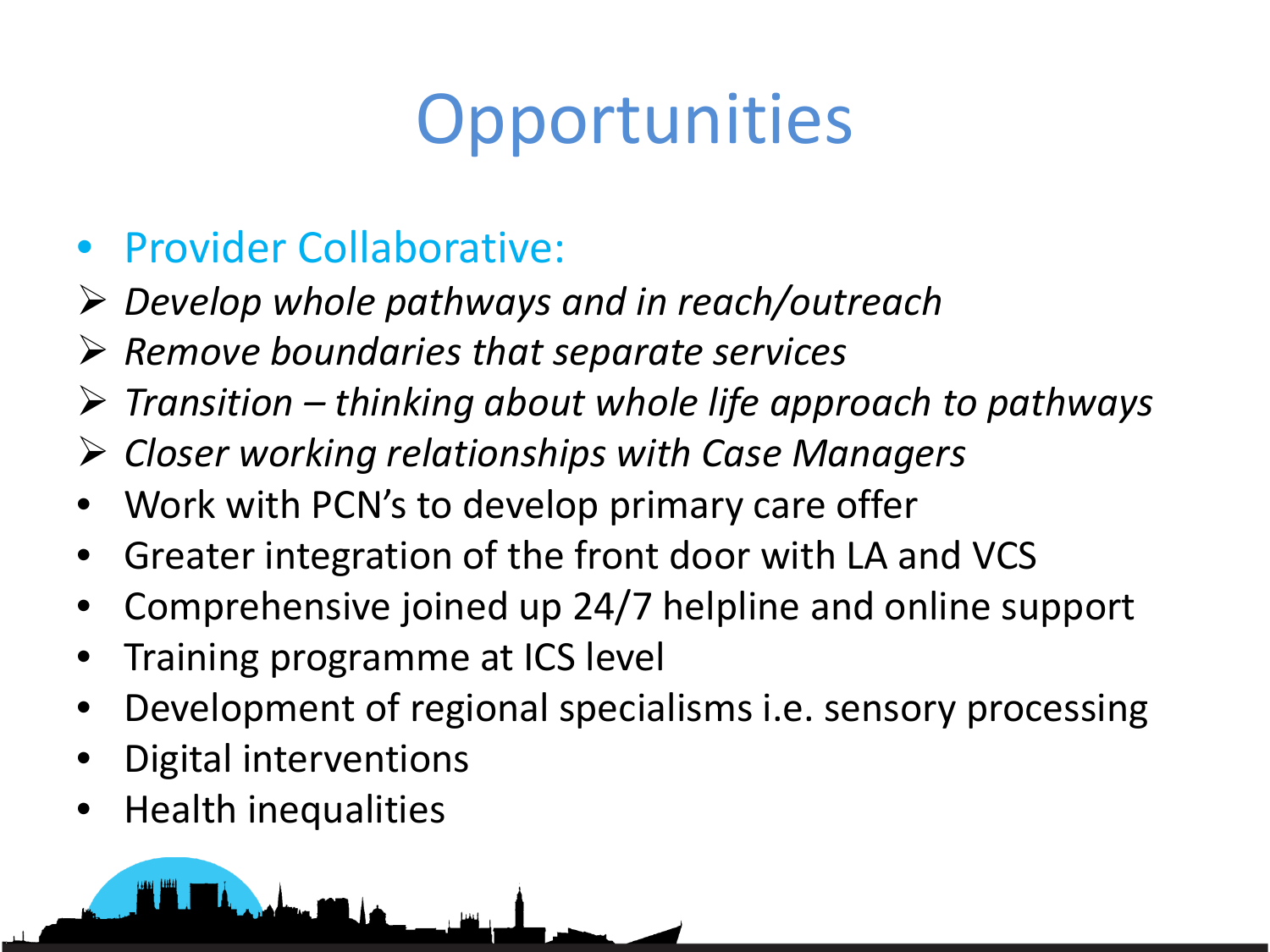# Opportunities

- Provider Collaborative:
  - *Develop whole pathways and in reach/outreach*
  - *Remove boundaries that separate services*
  - *Transition – thinking about whole life approach to pathways*
  - *Closer working relationships with Case Managers*
- Work with PCN's to develop primary care offer
- Greater integration of the front door with LA and VCS
- Comprehensive joined up 24/7 helpline and online support
- Training programme at ICS level
- Development of regional specialisms i.e. sensory processing
- Digital interventions
- Health inequalities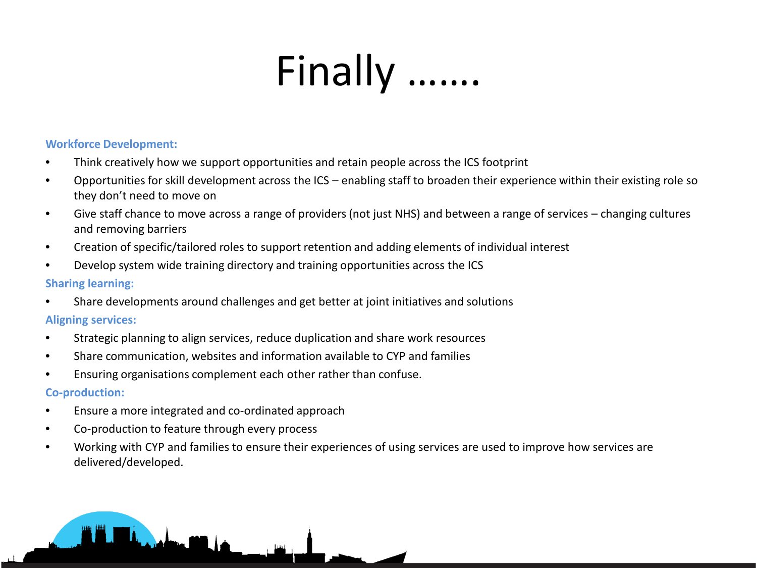# Finally …….

**Workforce Development:**

- Think creatively how we support opportunities and retain people across the ICS footprint
- Opportunities for skill development across the ICS – enabling staff to broaden their experience within their existing role so they don't need to move on
- Give staff chance to move across a range of providers (not just NHS) and between a range of services – changing cultures and removing barriers
- Creation of specific/tailored roles to support retention and adding elements of individual interest
- Develop system wide training directory and training opportunities across the ICS

**Sharing learning:**

- Share developments around challenges and get better at joint initiatives and solutions

**Aligning services:**

- Strategic planning to align services, reduce duplication and share work resources
- Share communication, websites and information available to CYP and families
- Ensuring organisations complement each other rather than confuse.

**Co-production:**

- Ensure a more integrated and co-ordinated approach
- Co-production to feature through every process
- Working with CYP and families to ensure their experiences of using services are used to improve how services are delivered/developed.